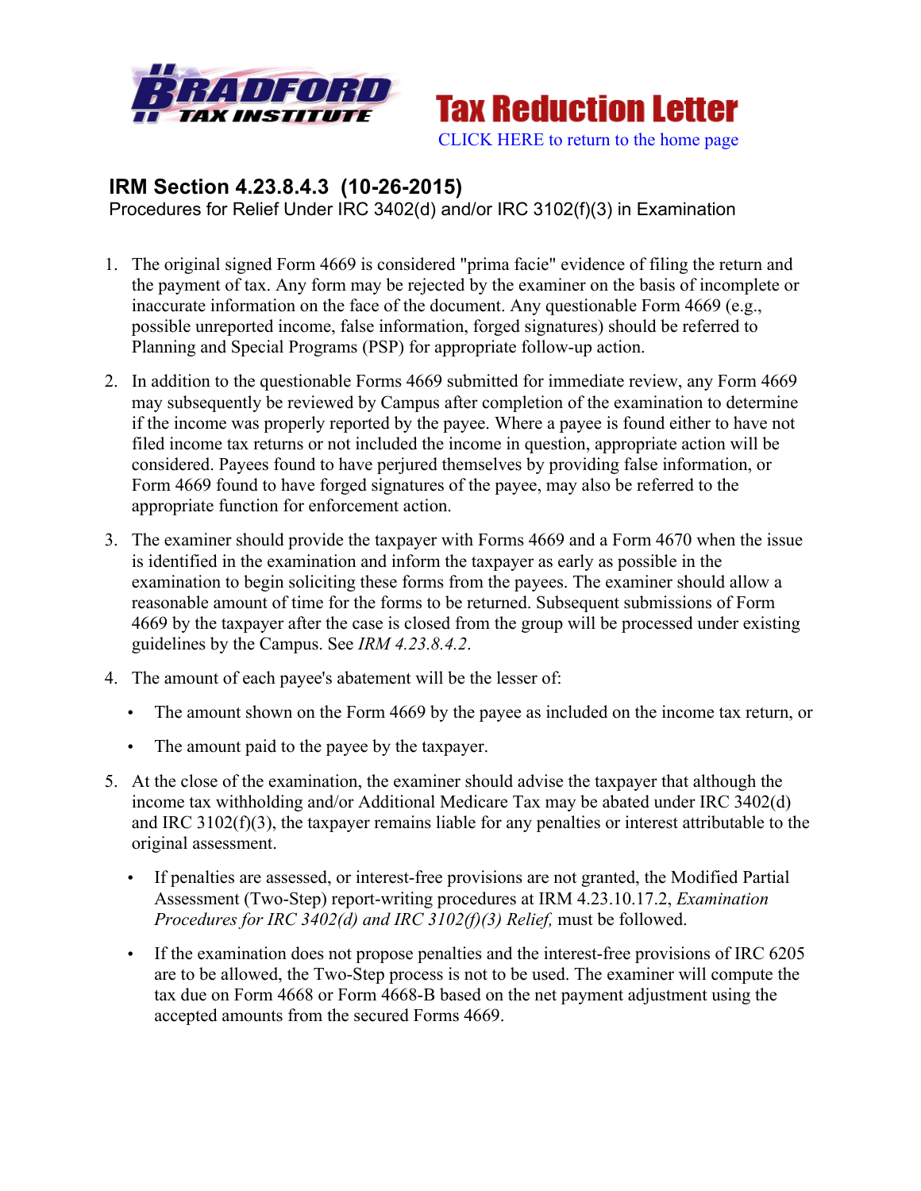# Tax Reduction Letter

CLICK HERE to return to the home page

## IRM Section 4.23.8.4.3 (10-26-2015)

Procedures for Relief Under IRC 3402(d) and/or IRC 3102(f)(3) in Examination

1. The original signed Form 4669 is considered "prima facie" evidence of filing the return and the payment of tax. Any form may be rejected by the examiner on the basis of incomplete or inaccurate information on the face of the document. Any questionable Form 4669 (e.g., possible unreported income, false information, forged signatures) should be referred to Planning and Special Programs (PSP) for appropriate follow-up action.

2. In addition to the questionable Forms 4669 submitted for immediate review, any Form 4669 may subsequently be reviewed by Campus after completion of the examination to determine if the income was properly reported by the payee. Where a payee is found either to have not filed income tax returns or not included the income in question, appropriate action will be considered. Payees found to have perjured themselves by providing false information, or Form 4669 found to have forged signatures of the payee, may also be referred to the appropriate function for enforcement action.

3. The examiner should provide the taxpayer with Forms 4669 and a Form 4670 when the issue is identified in the examination and inform the taxpayer as early as possible in the examination to begin soliciting these forms from the payees. The examiner should allow a reasonable amount of time for the forms to be returned. Subsequent submissions of Form 4669 by the taxpayer after the case is closed from the group will be processed under existing guidelines by the Campus. See *IRM 4.23.8.4.2*.

4. The amount of each payee's abatement will be the lesser of:
   - The amount shown on the Form 4669 by the payee as included on the income tax return, or
   - The amount paid to the payee by the taxpayer.

5. At the close of the examination, the examiner should advise the taxpayer that although the income tax withholding and/or Additional Medicare Tax may be abated under IRC 3402(d) and IRC 3102(f)(3), the taxpayer remains liable for any penalties or interest attributable to the original assessment.
   - If penalties are assessed, or interest-free provisions are not granted, the Modified Partial Assessment (Two-Step) report-writing procedures at IRM 4.23.10.17.2, *Examination Procedures for IRC 3402(d) and IRC 3102(f)(3) Relief,* must be followed.
   - If the examination does not propose penalties and the interest-free provisions of IRC 6205 are to be allowed, the Two-Step process is not to be used. The examiner will compute the tax due on Form 4668 or Form 4668-B based on the net payment adjustment using the accepted amounts from the secured Forms 4669.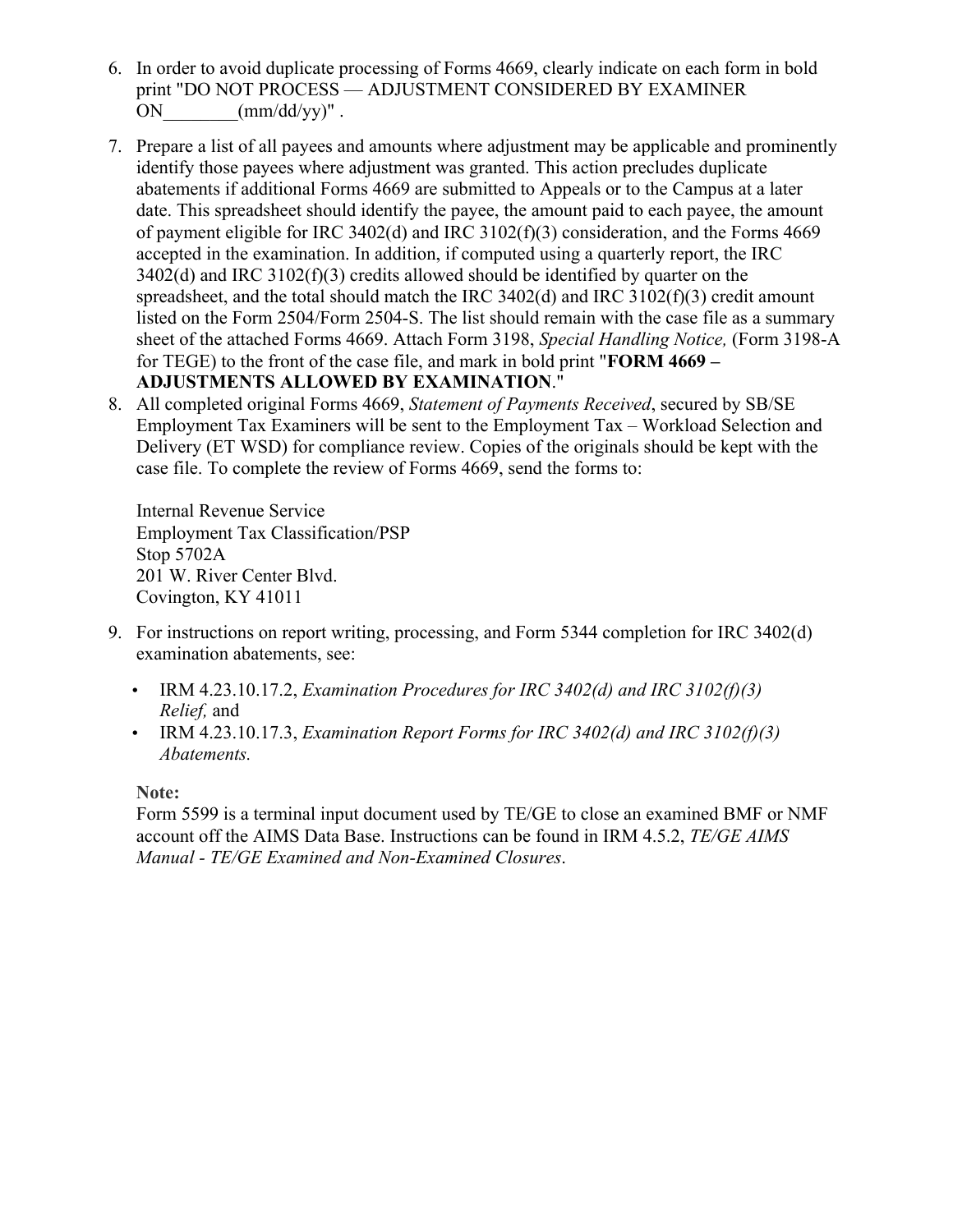6. In order to avoid duplicate processing of Forms 4669, clearly indicate on each form in bold print "DO NOT PROCESS — ADJUSTMENT CONSIDERED BY EXAMINER ON________(mm/dd/yy)" .
7. Prepare a list of all payees and amounts where adjustment may be applicable and prominently identify those payees where adjustment was granted. This action precludes duplicate abatements if additional Forms 4669 are submitted to Appeals or to the Campus at a later date. This spreadsheet should identify the payee, the amount paid to each payee, the amount of payment eligible for IRC 3402(d) and IRC 3102(f)(3) consideration, and the Forms 4669 accepted in the examination. In addition, if computed using a quarterly report, the IRC 3402(d) and IRC 3102(f)(3) credits allowed should be identified by quarter on the spreadsheet, and the total should match the IRC 3402(d) and IRC 3102(f)(3) credit amount listed on the Form 2504/Form 2504-S. The list should remain with the case file as a summary sheet of the attached Forms 4669. Attach Form 3198, *Special Handling Notice,* (Form 3198-A for TEGE) to the front of the case file, and mark in bold print "**FORM 4669 – ADJUSTMENTS ALLOWED BY EXAMINATION**."
8. All completed original Forms 4669, *Statement of Payments Received*, secured by SB/SE Employment Tax Examiners will be sent to the Employment Tax – Workload Selection and Delivery (ET WSD) for compliance review. Copies of the originals should be kept with the case file. To complete the review of Forms 4669, send the forms to:

   Internal Revenue Service
   Employment Tax Classification/PSP
   Stop 5702A
   201 W. River Center Blvd.
   Covington, KY 41011

9. For instructions on report writing, processing, and Form 5344 completion for IRC 3402(d) examination abatements, see:
   - IRM 4.23.10.17.2, *Examination Procedures for IRC 3402(d) and IRC 3102(f)(3) Relief,* and
   - IRM 4.23.10.17.3, *Examination Report Forms for IRC 3402(d) and IRC 3102(f)(3) Abatements.*

   **Note:**
   Form 5599 is a terminal input document used by TE/GE to close an examined BMF or NMF account off the AIMS Data Base. Instructions can be found in IRM 4.5.2, *TE/GE AIMS Manual - TE/GE Examined and Non-Examined Closures*.